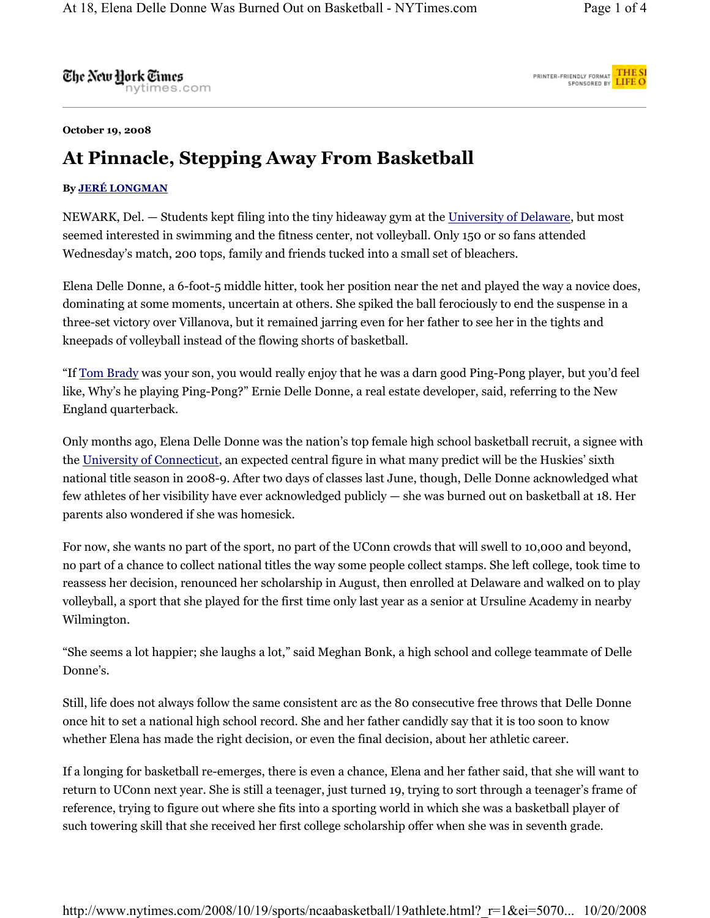The New York Times
nytimes.com

PRINTER-FRIENDLY FORMAT SPONSORED BY

**October 19, 2008**

# At Pinnacle, Stepping Away From Basketball

**By JERÉ LONGMAN**

NEWARK, Del. — Students kept filing into the tiny hideaway gym at the University of Delaware, but most seemed interested in swimming and the fitness center, not volleyball. Only 150 or so fans attended Wednesday's match, 200 tops, family and friends tucked into a small set of bleachers.

Elena Delle Donne, a 6-foot-5 middle hitter, took her position near the net and played the way a novice does, dominating at some moments, uncertain at others. She spiked the ball ferociously to end the suspense in a three-set victory over Villanova, but it remained jarring even for her father to see her in the tights and kneepads of volleyball instead of the flowing shorts of basketball.

"If Tom Brady was your son, you would really enjoy that he was a darn good Ping-Pong player, but you'd feel like, Why's he playing Ping-Pong?" Ernie Delle Donne, a real estate developer, said, referring to the New England quarterback.

Only months ago, Elena Delle Donne was the nation's top female high school basketball recruit, a signee with the University of Connecticut, an expected central figure in what many predict will be the Huskies' sixth national title season in 2008-9. After two days of classes last June, though, Delle Donne acknowledged what few athletes of her visibility have ever acknowledged publicly — she was burned out on basketball at 18. Her parents also wondered if she was homesick.

For now, she wants no part of the sport, no part of the UConn crowds that will swell to 10,000 and beyond, no part of a chance to collect national titles the way some people collect stamps. She left college, took time to reassess her decision, renounced her scholarship in August, then enrolled at Delaware and walked on to play volleyball, a sport that she played for the first time only last year as a senior at Ursuline Academy in nearby Wilmington.

"She seems a lot happier; she laughs a lot," said Meghan Bonk, a high school and college teammate of Delle Donne's.

Still, life does not always follow the same consistent arc as the 80 consecutive free throws that Delle Donne once hit to set a national high school record. She and her father candidly say that it is too soon to know whether Elena has made the right decision, or even the final decision, about her athletic career.

If a longing for basketball re-emerges, there is even a chance, Elena and her father said, that she will want to return to UConn next year. She is still a teenager, just turned 19, trying to sort through a teenager's frame of reference, trying to figure out where she fits into a sporting world in which she was a basketball player of such towering skill that she received her first college scholarship offer when she was in seventh grade.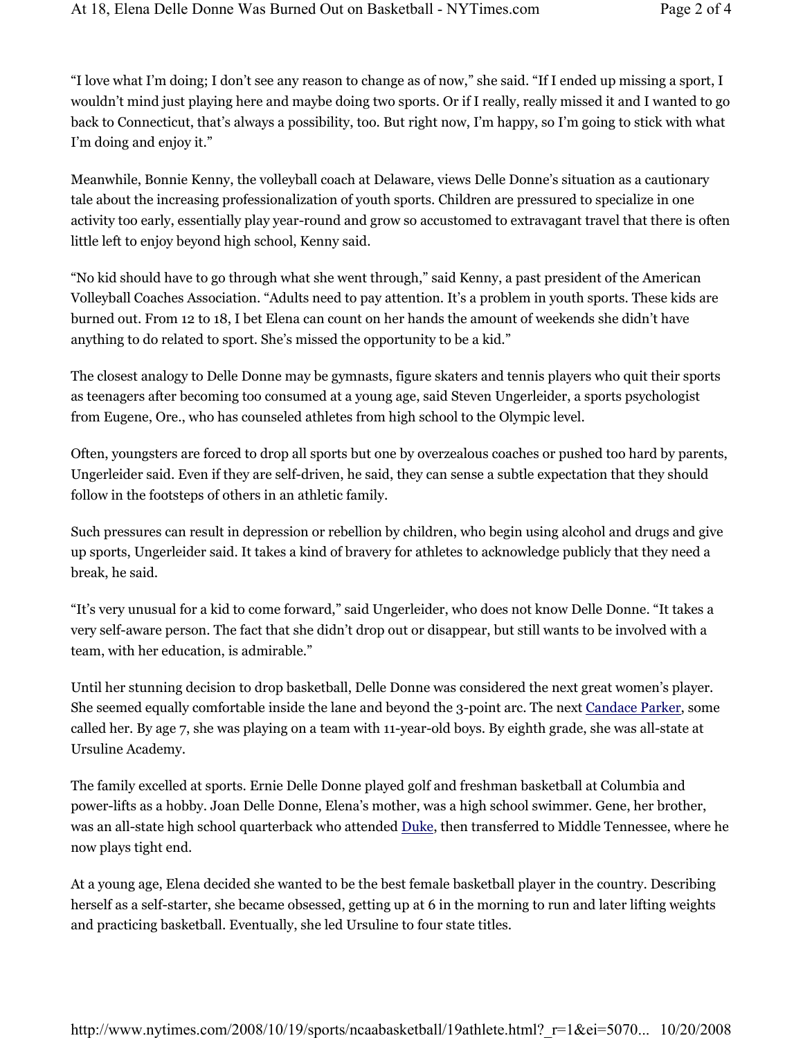"I love what I'm doing; I don't see any reason to change as of now," she said. "If I ended up missing a sport, I wouldn't mind just playing here and maybe doing two sports. Or if I really, really missed it and I wanted to go back to Connecticut, that's always a possibility, too. But right now, I'm happy, so I'm going to stick with what I'm doing and enjoy it."

Meanwhile, Bonnie Kenny, the volleyball coach at Delaware, views Delle Donne's situation as a cautionary tale about the increasing professionalization of youth sports. Children are pressured to specialize in one activity too early, essentially play year-round and grow so accustomed to extravagant travel that there is often little left to enjoy beyond high school, Kenny said.

"No kid should have to go through what she went through," said Kenny, a past president of the American Volleyball Coaches Association. "Adults need to pay attention. It's a problem in youth sports. These kids are burned out. From 12 to 18, I bet Elena can count on her hands the amount of weekends she didn't have anything to do related to sport. She's missed the opportunity to be a kid."

The closest analogy to Delle Donne may be gymnasts, figure skaters and tennis players who quit their sports as teenagers after becoming too consumed at a young age, said Steven Ungerleider, a sports psychologist from Eugene, Ore., who has counseled athletes from high school to the Olympic level.

Often, youngsters are forced to drop all sports but one by overzealous coaches or pushed too hard by parents, Ungerleider said. Even if they are self-driven, he said, they can sense a subtle expectation that they should follow in the footsteps of others in an athletic family.

Such pressures can result in depression or rebellion by children, who begin using alcohol and drugs and give up sports, Ungerleider said. It takes a kind of bravery for athletes to acknowledge publicly that they need a break, he said.

"It's very unusual for a kid to come forward," said Ungerleider, who does not know Delle Donne. "It takes a very self-aware person. The fact that she didn't drop out or disappear, but still wants to be involved with a team, with her education, is admirable."

Until her stunning decision to drop basketball, Delle Donne was considered the next great women's player. She seemed equally comfortable inside the lane and beyond the 3-point arc. The next Candace Parker, some called her. By age 7, she was playing on a team with 11-year-old boys. By eighth grade, she was all-state at Ursuline Academy.

The family excelled at sports. Ernie Delle Donne played golf and freshman basketball at Columbia and power-lifts as a hobby. Joan Delle Donne, Elena's mother, was a high school swimmer. Gene, her brother, was an all-state high school quarterback who attended Duke, then transferred to Middle Tennessee, where he now plays tight end.

At a young age, Elena decided she wanted to be the best female basketball player in the country. Describing herself as a self-starter, she became obsessed, getting up at 6 in the morning to run and later lifting weights and practicing basketball. Eventually, she led Ursuline to four state titles.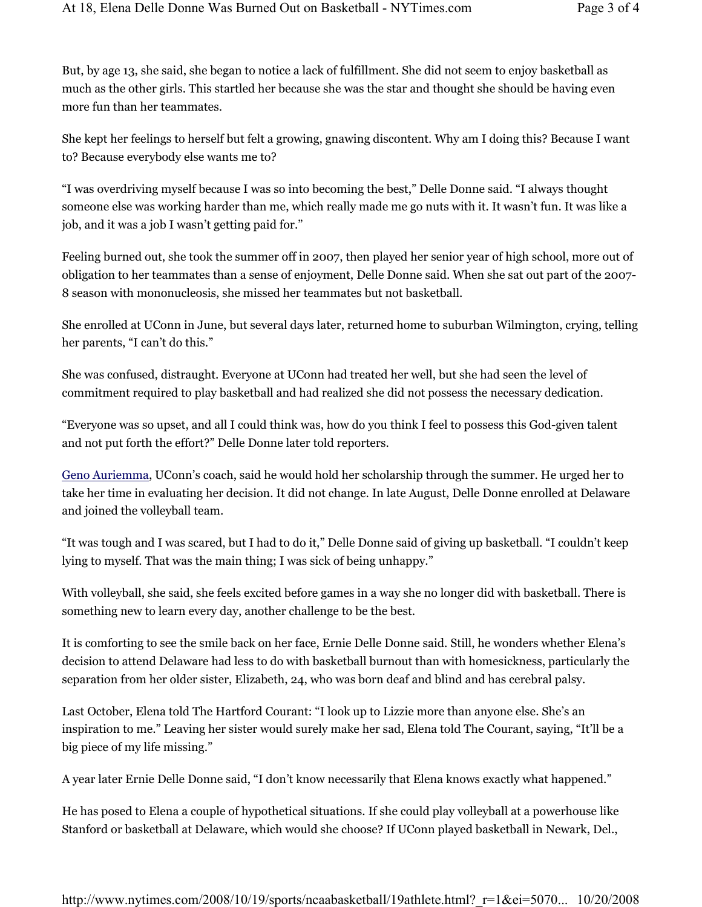But, by age 13, she said, she began to notice a lack of fulfillment. She did not seem to enjoy basketball as much as the other girls. This startled her because she was the star and thought she should be having even more fun than her teammates.

She kept her feelings to herself but felt a growing, gnawing discontent. Why am I doing this? Because I want to? Because everybody else wants me to?

“I was overdriving myself because I was so into becoming the best,” Delle Donne said. “I always thought someone else was working harder than me, which really made me go nuts with it. It wasn’t fun. It was like a job, and it was a job I wasn’t getting paid for.”

Feeling burned out, she took the summer off in 2007, then played her senior year of high school, more out of obligation to her teammates than a sense of enjoyment, Delle Donne said. When she sat out part of the 2007-8 season with mononucleosis, she missed her teammates but not basketball.

She enrolled at UConn in June, but several days later, returned home to suburban Wilmington, crying, telling her parents, “I can’t do this.”

She was confused, distraught. Everyone at UConn had treated her well, but she had seen the level of commitment required to play basketball and had realized she did not possess the necessary dedication.

“Everyone was so upset, and all I could think was, how do you think I feel to possess this God-given talent and not put forth the effort?” Delle Donne later told reporters.

Geno Auriemma, UConn’s coach, said he would hold her scholarship through the summer. He urged her to take her time in evaluating her decision. It did not change. In late August, Delle Donne enrolled at Delaware and joined the volleyball team.

“It was tough and I was scared, but I had to do it,” Delle Donne said of giving up basketball. “I couldn’t keep lying to myself. That was the main thing; I was sick of being unhappy.”

With volleyball, she said, she feels excited before games in a way she no longer did with basketball. There is something new to learn every day, another challenge to be the best.

It is comforting to see the smile back on her face, Ernie Delle Donne said. Still, he wonders whether Elena’s decision to attend Delaware had less to do with basketball burnout than with homesickness, particularly the separation from her older sister, Elizabeth, 24, who was born deaf and blind and has cerebral palsy.

Last October, Elena told The Hartford Courant: “I look up to Lizzie more than anyone else. She’s an inspiration to me.” Leaving her sister would surely make her sad, Elena told The Courant, saying, “It’ll be a big piece of my life missing.”

A year later Ernie Delle Donne said, “I don’t know necessarily that Elena knows exactly what happened.”

He has posed to Elena a couple of hypothetical situations. If she could play volleyball at a powerhouse like Stanford or basketball at Delaware, which would she choose? If UConn played basketball in Newark, Del.,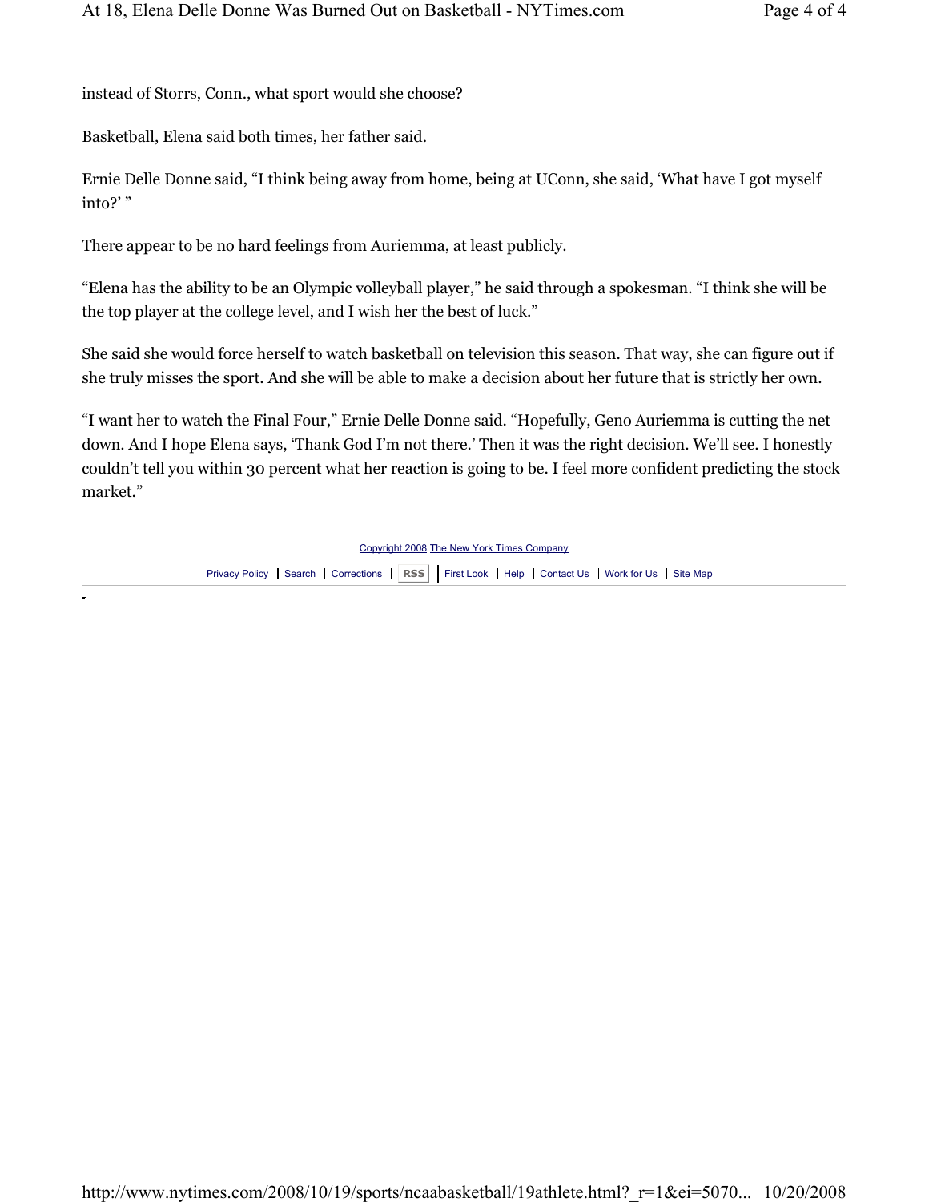instead of Storrs, Conn., what sport would she choose?

Basketball, Elena said both times, her father said.

Ernie Delle Donne said, “I think being away from home, being at UConn, she said, ‘What have I got myself into?’ ”

There appear to be no hard feelings from Auriemma, at least publicly.

“Elena has the ability to be an Olympic volleyball player,” he said through a spokesman. “I think she will be the top player at the college level, and I wish her the best of luck.”

She said she would force herself to watch basketball on television this season. That way, she can figure out if she truly misses the sport. And she will be able to make a decision about her future that is strictly her own.

“I want her to watch the Final Four,” Ernie Delle Donne said. “Hopefully, Geno Auriemma is cutting the net down. And I hope Elena says, ‘Thank God I’m not there.’ Then it was the right decision. We’ll see. I honestly couldn’t tell you within 30 percent what her reaction is going to be. I feel more confident predicting the stock market.”

Copyright 2008 The New York Times Company

Privacy Policy | Search | Corrections | RSS | First Look | Help | Contact Us | Work for Us | Site Map